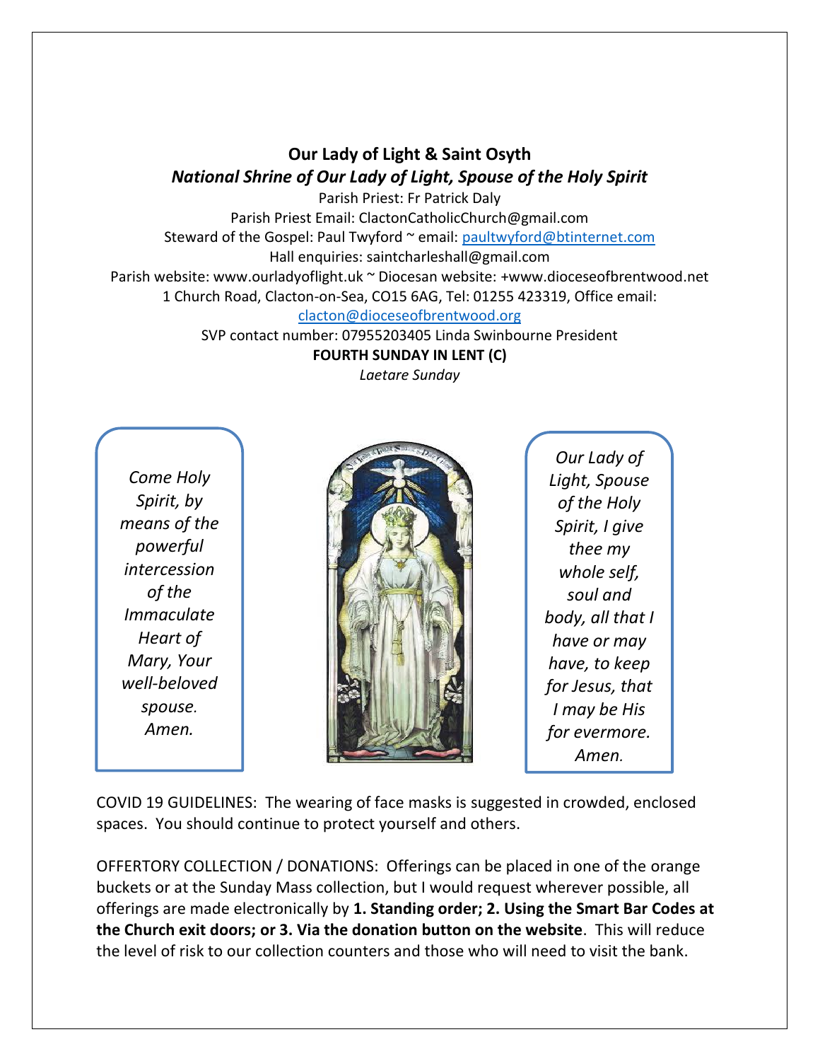# Our Lady of Light & Saint Osyth

## *National Shrine of Our Lady of Light, Spouse of the Holy Spirit*

Parish Priest: Fr Patrick Daly
Parish Priest Email: ClactonCatholicChurch@gmail.com
Steward of the Gospel: Paul Twyford ~ email: paultwyford@btinternet.com
Hall enquiries: saintcharleshall@gmail.com
Parish website: www.ourladyoflight.uk ~ Diocesan website: +www.dioceseofbrentwood.net
1 Church Road, Clacton-on-Sea, CO15 6AG, Tel: 01255 423319, Office email: clacton@dioceseofbrentwood.org
SVP contact number: 07955203405 Linda Swinbourne President

**FOURTH SUNDAY IN LENT (C)**

*Laetare Sunday*

*Come Holy Spirit, by means of the powerful intercession of the Immaculate Heart of Mary, Your well-beloved spouse. Amen.*

*Our Lady of Light, Spouse of the Holy Spirit, I give thee my whole self, soul and body, all that I have or may have, to keep for Jesus, that I may be His for evermore. Amen.*

COVID 19 GUIDELINES: The wearing of face masks is suggested in crowded, enclosed spaces. You should continue to protect yourself and others.

OFFERTORY COLLECTION / DONATIONS: Offerings can be placed in one of the orange buckets or at the Sunday Mass collection, but I would request wherever possible, all offerings are made electronically by **1. Standing order; 2. Using the Smart Bar Codes at the Church exit doors; or 3. Via the donation button on the website**. This will reduce the level of risk to our collection counters and those who will need to visit the bank.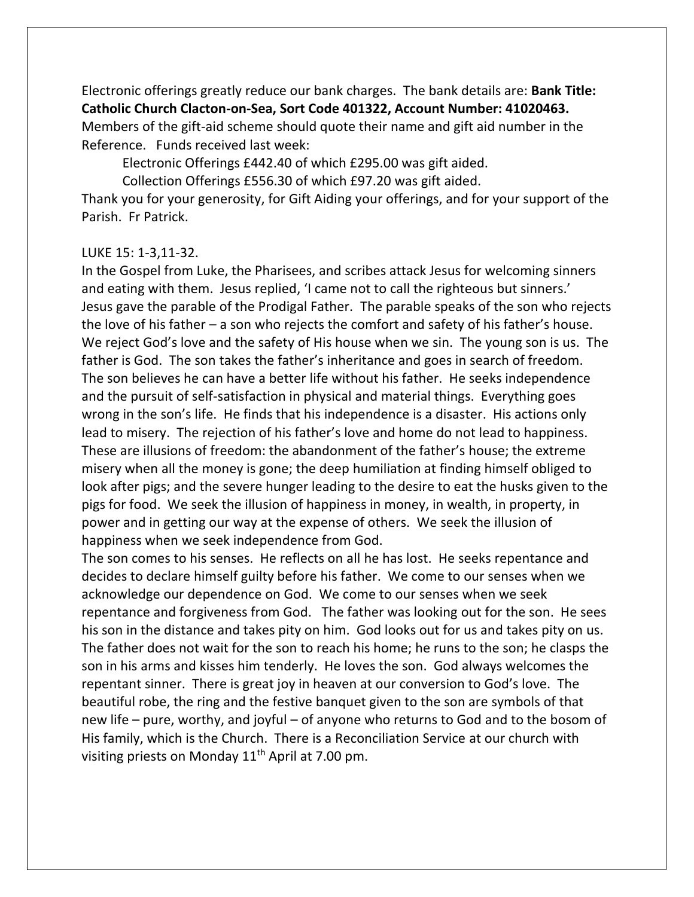Electronic offerings greatly reduce our bank charges. The bank details are: **Bank Title: Catholic Church Clacton-on-Sea, Sort Code 401322, Account Number: 41020463.** Members of the gift-aid scheme should quote their name and gift aid number in the Reference. Funds received last week:

Electronic Offerings £442.40 of which £295.00 was gift aided.

Collection Offerings £556.30 of which £97.20 was gift aided.

Thank you for your generosity, for Gift Aiding your offerings, and for your support of the Parish. Fr Patrick.

LUKE 15: 1-3,11-32.

In the Gospel from Luke, the Pharisees, and scribes attack Jesus for welcoming sinners and eating with them. Jesus replied, 'I came not to call the righteous but sinners.' Jesus gave the parable of the Prodigal Father. The parable speaks of the son who rejects the love of his father – a son who rejects the comfort and safety of his father's house. We reject God's love and the safety of His house when we sin. The young son is us. The father is God. The son takes the father's inheritance and goes in search of freedom. The son believes he can have a better life without his father. He seeks independence and the pursuit of self-satisfaction in physical and material things. Everything goes wrong in the son's life. He finds that his independence is a disaster. His actions only lead to misery. The rejection of his father's love and home do not lead to happiness. These are illusions of freedom: the abandonment of the father's house; the extreme misery when all the money is gone; the deep humiliation at finding himself obliged to look after pigs; and the severe hunger leading to the desire to eat the husks given to the pigs for food. We seek the illusion of happiness in money, in wealth, in property, in power and in getting our way at the expense of others. We seek the illusion of happiness when we seek independence from God.

The son comes to his senses. He reflects on all he has lost. He seeks repentance and decides to declare himself guilty before his father. We come to our senses when we acknowledge our dependence on God. We come to our senses when we seek repentance and forgiveness from God. The father was looking out for the son. He sees his son in the distance and takes pity on him. God looks out for us and takes pity on us. The father does not wait for the son to reach his home; he runs to the son; he clasps the son in his arms and kisses him tenderly. He loves the son. God always welcomes the repentant sinner. There is great joy in heaven at our conversion to God's love. The beautiful robe, the ring and the festive banquet given to the son are symbols of that new life – pure, worthy, and joyful – of anyone who returns to God and to the bosom of His family, which is the Church. There is a Reconciliation Service at our church with visiting priests on Monday 11th April at 7.00 pm.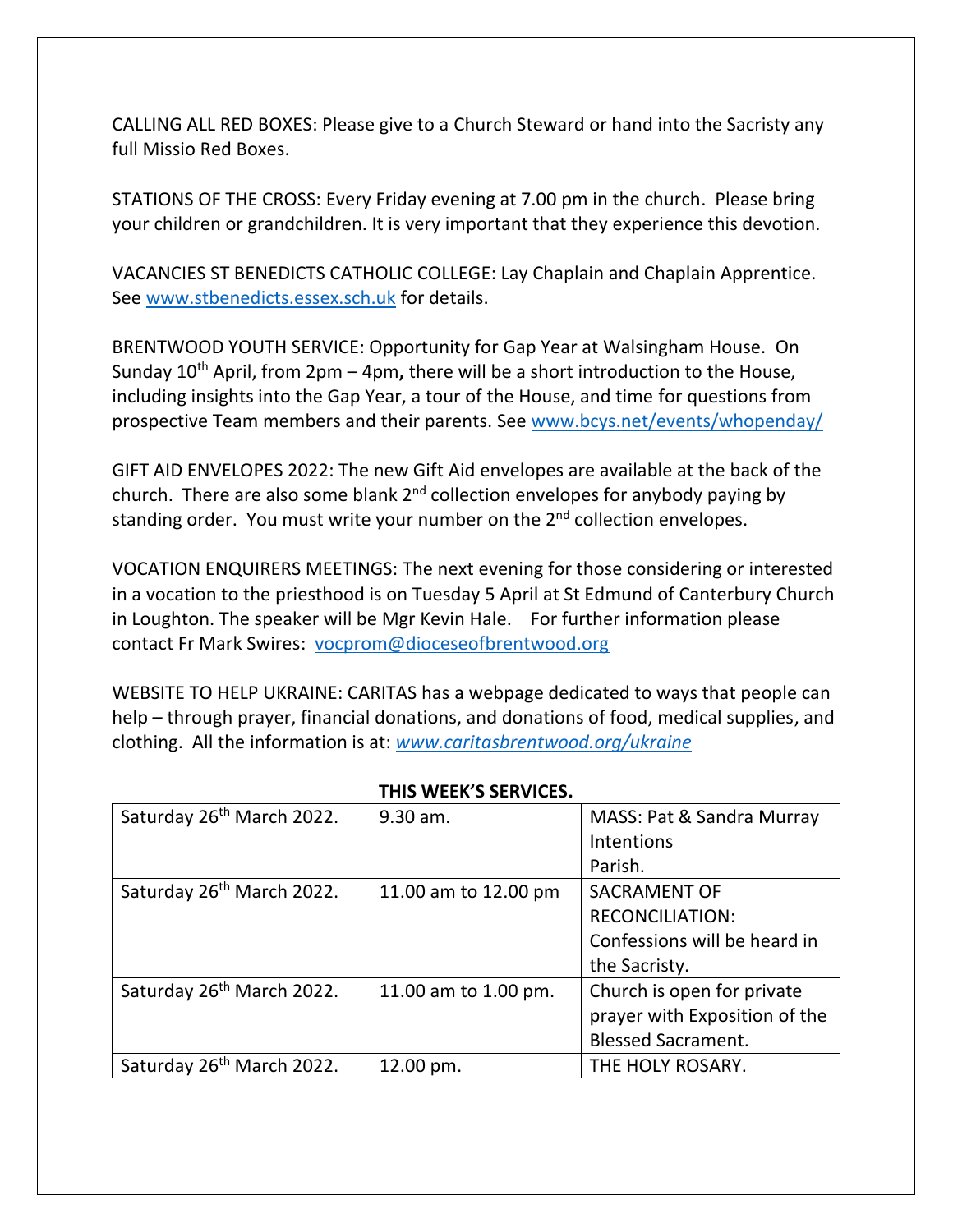CALLING ALL RED BOXES: Please give to a Church Steward or hand into the Sacristy any full Missio Red Boxes.

STATIONS OF THE CROSS: Every Friday evening at 7.00 pm in the church. Please bring your children or grandchildren. It is very important that they experience this devotion.

VACANCIES ST BENEDICTS CATHOLIC COLLEGE: Lay Chaplain and Chaplain Apprentice. See [www.stbenedicts.essex.sch.uk](http://www.stbenedicts.essex.sch.uk) for details.

BRENTWOOD YOUTH SERVICE: Opportunity for Gap Year at Walsingham House. On Sunday 10th April, from 2pm – 4pm**,** there will be a short introduction to the House, including insights into the Gap Year, a tour of the House, and time for questions from prospective Team members and their parents. See [www.bcys.net/events/whopenday/](http://www.bcys.net/events/whopenday/)

GIFT AID ENVELOPES 2022: The new Gift Aid envelopes are available at the back of the church. There are also some blank 2nd collection envelopes for anybody paying by standing order. You must write your number on the 2nd collection envelopes.

VOCATION ENQUIRERS MEETINGS: The next evening for those considering or interested in a vocation to the priesthood is on Tuesday 5 April at St Edmund of Canterbury Church in Loughton. The speaker will be Mgr Kevin Hale. For further information please contact Fr Mark Swires: [vocprom@dioceseofbrentwood.org](mailto:vocprom@dioceseofbrentwood.org)

WEBSITE TO HELP UKRAINE: CARITAS has a webpage dedicated to ways that people can help – through prayer, financial donations, and donations of food, medical supplies, and clothing. All the information is at: *[www.caritasbrentwood.org/ukraine](http://www.caritasbrentwood.org/ukraine)*

**THIS WEEK'S SERVICES.**

| | | |
|---|---|---|
| Saturday 26th March 2022. | 9.30 am. | MASS: Pat & Sandra Murray Intentions<br>Parish. |
| Saturday 26th March 2022. | 11.00 am to 12.00 pm | SACRAMENT OF RECONCILIATION: Confessions will be heard in the Sacristy. |
| Saturday 26th March 2022. | 11.00 am to 1.00 pm. | Church is open for private prayer with Exposition of the Blessed Sacrament. |
| Saturday 26th March 2022. | 12.00 pm. | THE HOLY ROSARY. |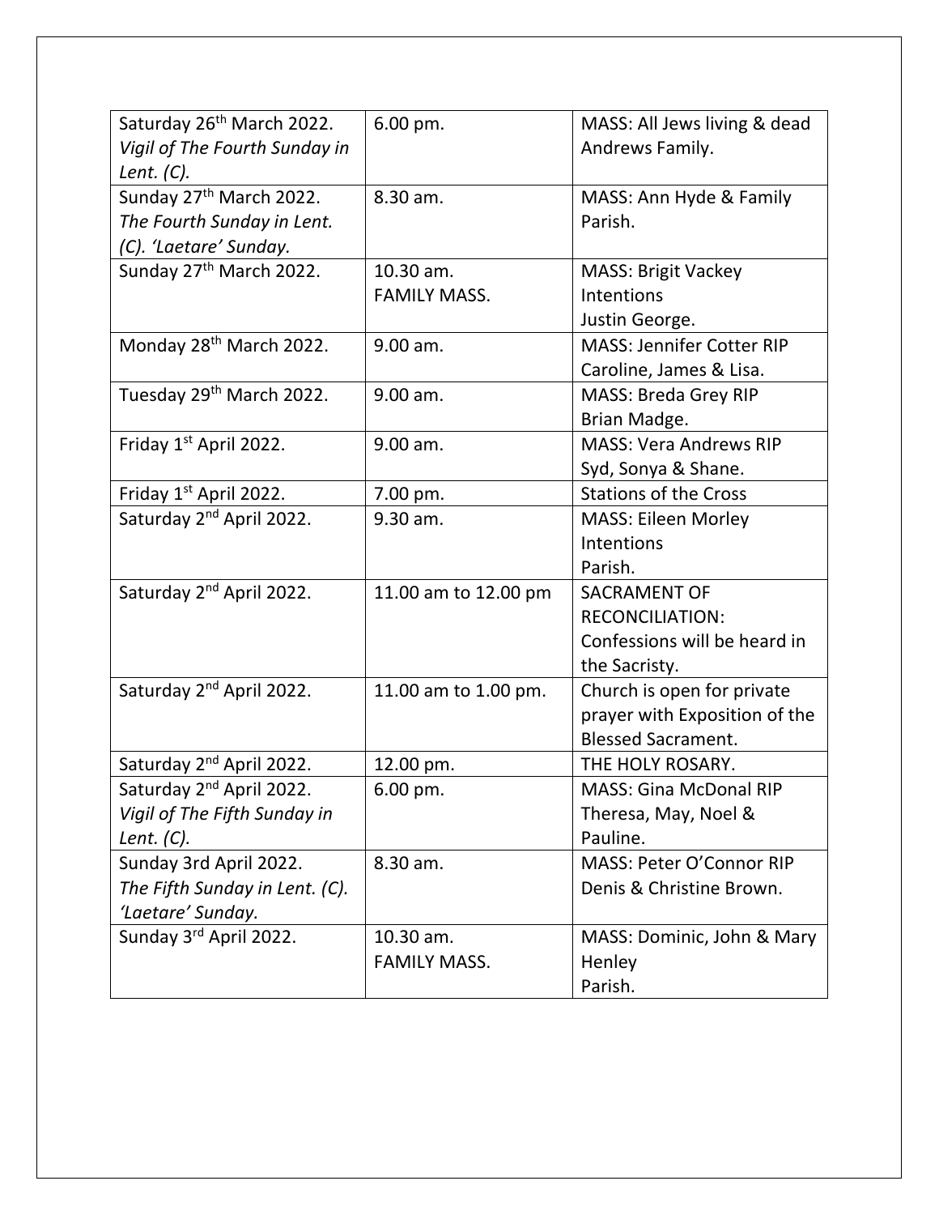| | | |
|---|---|---|
| Saturday 26th March 2022. *Vigil of The Fourth Sunday in Lent. (C).* | 6.00 pm. | MASS: All Jews living & dead Andrews Family. |
| Sunday 27th March 2022. *The Fourth Sunday in Lent. (C). 'Laetare' Sunday.* | 8.30 am. | MASS: Ann Hyde & Family Parish. |
| Sunday 27th March 2022. | 10.30 am. FAMILY MASS. | MASS: Brigit Vackey Intentions Justin George. |
| Monday 28th March 2022. | 9.00 am. | MASS: Jennifer Cotter RIP Caroline, James & Lisa. |
| Tuesday 29th March 2022. | 9.00 am. | MASS: Breda Grey RIP Brian Madge. |
| Friday 1st April 2022. | 9.00 am. | MASS: Vera Andrews RIP Syd, Sonya & Shane. |
| Friday 1st April 2022. | 7.00 pm. | Stations of the Cross |
| Saturday 2nd April 2022. | 9.30 am. | MASS: Eileen Morley Intentions Parish. |
| Saturday 2nd April 2022. | 11.00 am to 12.00 pm | SACRAMENT OF RECONCILIATION: Confessions will be heard in the Sacristy. |
| Saturday 2nd April 2022. | 11.00 am to 1.00 pm. | Church is open for private prayer with Exposition of the Blessed Sacrament. |
| Saturday 2nd April 2022. | 12.00 pm. | THE HOLY ROSARY. |
| Saturday 2nd April 2022. *Vigil of The Fifth Sunday in Lent. (C).* | 6.00 pm. | MASS: Gina McDonal RIP Theresa, May, Noel & Pauline. |
| Sunday 3rd April 2022. *The Fifth Sunday in Lent. (C). 'Laetare' Sunday.* | 8.30 am. | MASS: Peter O'Connor RIP Denis & Christine Brown. |
| Sunday 3rd April 2022. | 10.30 am. FAMILY MASS. | MASS: Dominic, John & Mary Henley Parish. |